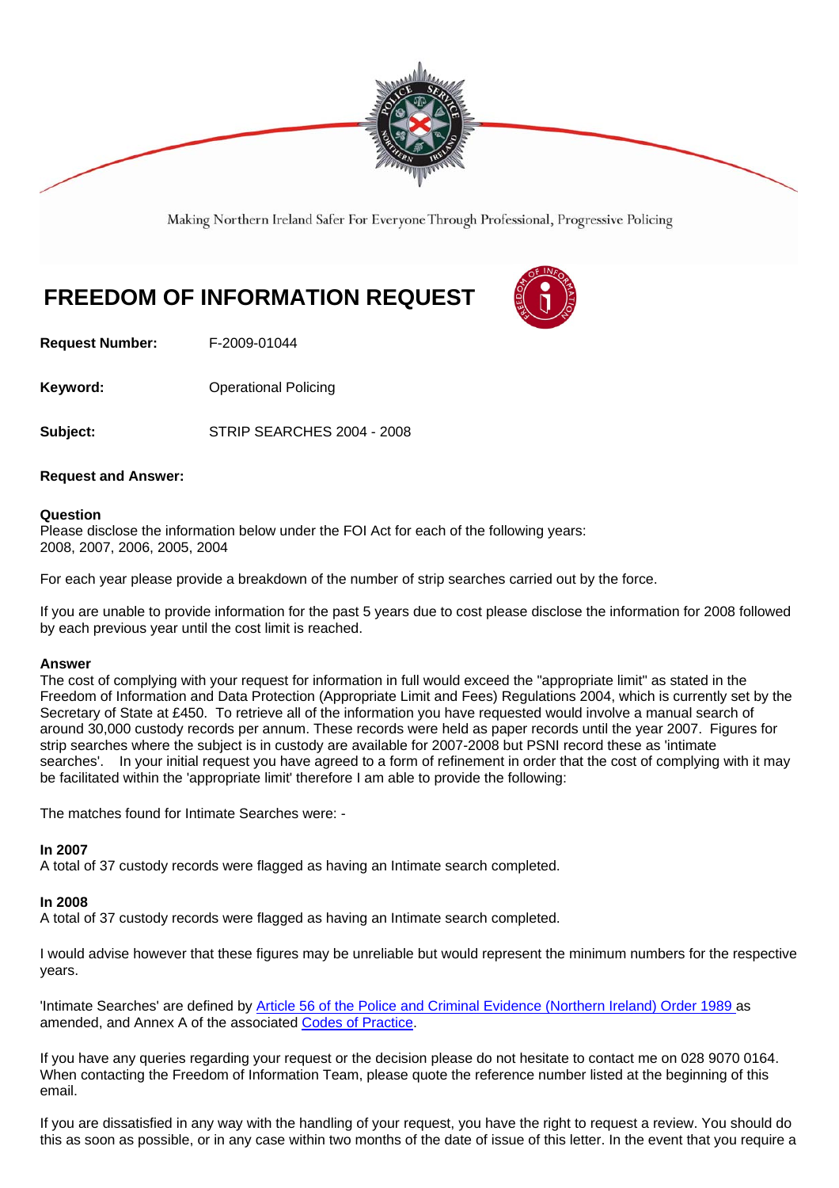Making Northern Ireland Safer For Everyone Through Professional, Progressive Policing

# FREEDOM OF INFORMATION REQUEST

**Request Number:** F-2009-01044

**Keyword:** Operational Policing

**Subject:** STRIP SEARCHES 2004 - 2008

**Request and Answer:**

**Question**
Please disclose the information below under the FOI Act for each of the following years:
2008, 2007, 2006, 2005, 2004

For each year please provide a breakdown of the number of strip searches carried out by the force.

If you are unable to provide information for the past 5 years due to cost please disclose the information for 2008 followed by each previous year until the cost limit is reached.

**Answer**
The cost of complying with your request for information in full would exceed the "appropriate limit" as stated in the Freedom of Information and Data Protection (Appropriate Limit and Fees) Regulations 2004, which is currently set by the Secretary of State at £450. To retrieve all of the information you have requested would involve a manual search of around 30,000 custody records per annum. These records were held as paper records until the year 2007. Figures for strip searches where the subject is in custody are available for 2007-2008 but PSNI record these as 'intimate searches'. In your initial request you have agreed to a form of refinement in order that the cost of complying with it may be facilitated within the 'appropriate limit' therefore I am able to provide the following:

The matches found for Intimate Searches were: -

**In 2007**
A total of 37 custody records were flagged as having an Intimate search completed.

**In 2008**
A total of 37 custody records were flagged as having an Intimate search completed.

I would advise however that these figures may be unreliable but would represent the minimum numbers for the respective years.

'Intimate Searches' are defined by [Article 56 of the Police and Criminal Evidence (Northern Ireland) Order 1989](#) as amended, and Annex A of the associated [Codes of Practice](#).

If you have any queries regarding your request or the decision please do not hesitate to contact me on 028 9070 0164. When contacting the Freedom of Information Team, please quote the reference number listed at the beginning of this email.

If you are dissatisfied in any way with the handling of your request, you have the right to request a review. You should do this as soon as possible, or in any case within two months of the date of issue of this letter. In the event that you require a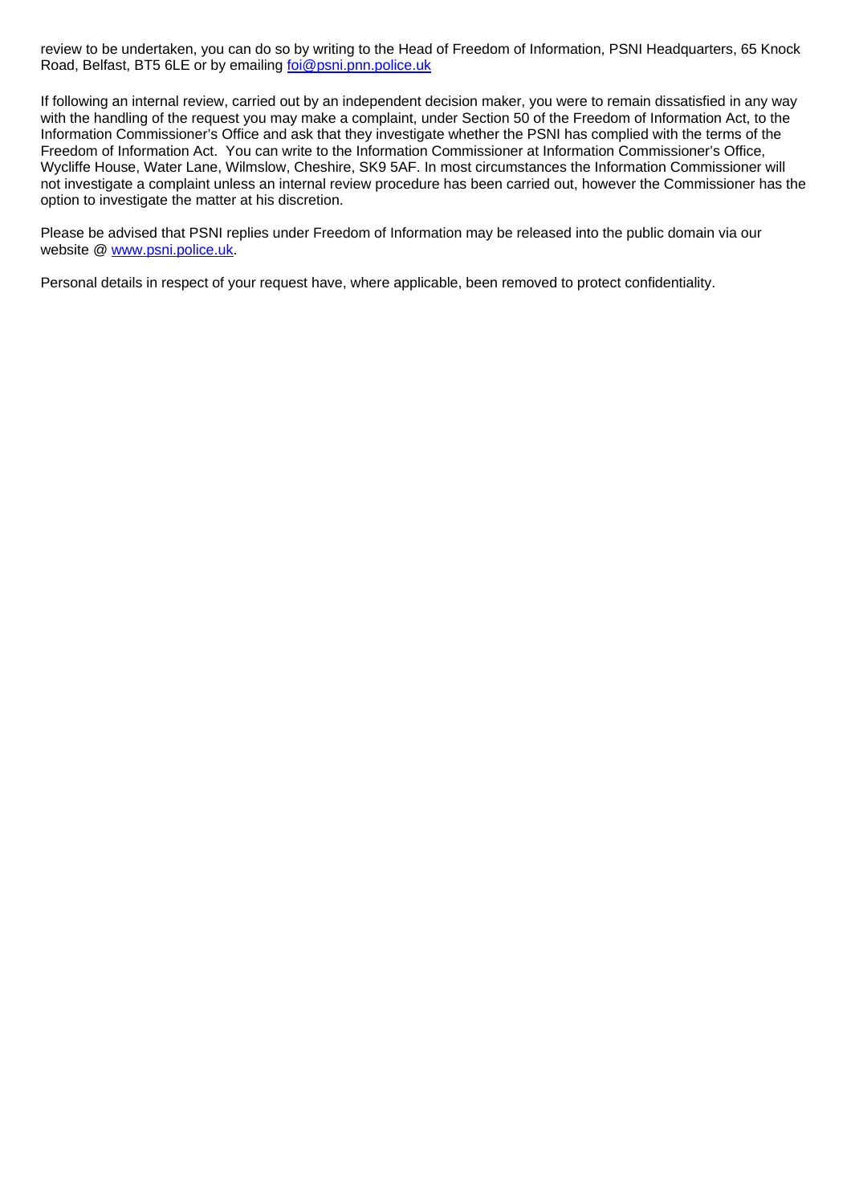review to be undertaken, you can do so by writing to the Head of Freedom of Information, PSNI Headquarters, 65 Knock Road, Belfast, BT5 6LE or by emailing foi@psni.pnn.police.uk

If following an internal review, carried out by an independent decision maker, you were to remain dissatisfied in any way with the handling of the request you may make a complaint, under Section 50 of the Freedom of Information Act, to the Information Commissioner's Office and ask that they investigate whether the PSNI has complied with the terms of the Freedom of Information Act. You can write to the Information Commissioner at Information Commissioner's Office, Wycliffe House, Water Lane, Wilmslow, Cheshire, SK9 5AF. In most circumstances the Information Commissioner will not investigate a complaint unless an internal review procedure has been carried out, however the Commissioner has the option to investigate the matter at his discretion.

Please be advised that PSNI replies under Freedom of Information may be released into the public domain via our website @ www.psni.police.uk.

Personal details in respect of your request have, where applicable, been removed to protect confidentiality.